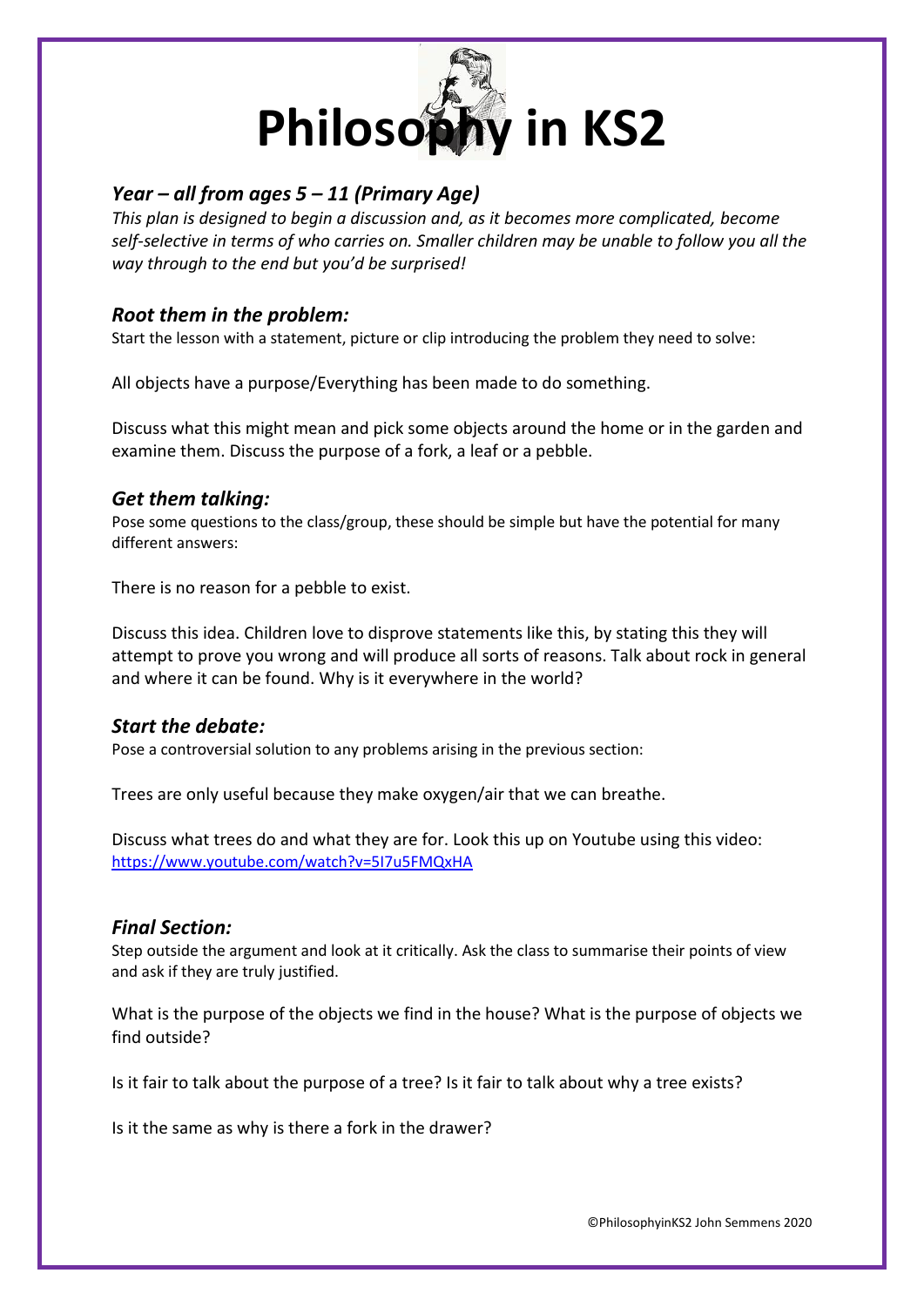# Philosophy in KS2

## *Year – all from ages 5 – 11 (Primary Age)*

*This plan is designed to begin a discussion and, as it becomes more complicated, become self-selective in terms of who carries on. Smaller children may be unable to follow you all the way through to the end but you'd be surprised!*

## *Root them in the problem:*

Start the lesson with a statement, picture or clip introducing the problem they need to solve:

All objects have a purpose/Everything has been made to do something.

Discuss what this might mean and pick some objects around the home or in the garden and examine them. Discuss the purpose of a fork, a leaf or a pebble.

## *Get them talking:*

Pose some questions to the class/group, these should be simple but have the potential for many different answers:

There is no reason for a pebble to exist.

Discuss this idea. Children love to disprove statements like this, by stating this they will attempt to prove you wrong and will produce all sorts of reasons. Talk about rock in general and where it can be found. Why is it everywhere in the world?

## *Start the debate:*

Pose a controversial solution to any problems arising in the previous section:

Trees are only useful because they make oxygen/air that we can breathe.

Discuss what trees do and what they are for. Look this up on Youtube using this video: [https://www.youtube.com/watch?v=5I7u5FMQxHA](https://www.youtube.com/watch?v=5I7u5FMQxHA)

## *Final Section:*

Step outside the argument and look at it critically. Ask the class to summarise their points of view and ask if they are truly justified.

What is the purpose of the objects we find in the house? What is the purpose of objects we find outside?

Is it fair to talk about the purpose of a tree? Is it fair to talk about why a tree exists?

Is it the same as why is there a fork in the drawer?

©PhilosophyinKS2 John Semmens 2020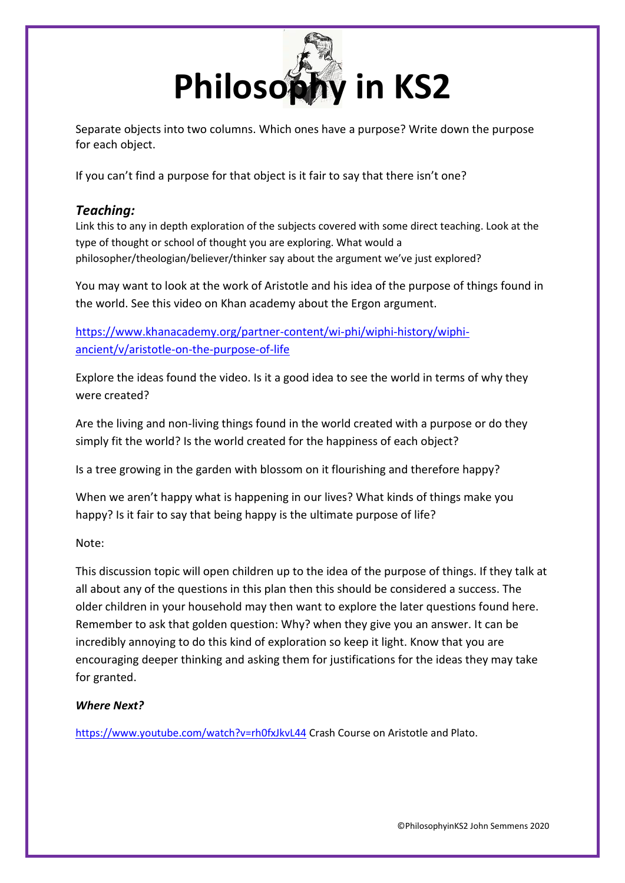# Philosophy in KS2

Separate objects into two columns. Which ones have a purpose? Write down the purpose for each object.

If you can't find a purpose for that object is it fair to say that there isn't one?

### *Teaching:*

Link this to any in depth exploration of the subjects covered with some direct teaching. Look at the type of thought or school of thought you are exploring. What would a philosopher/theologian/believer/thinker say about the argument we've just explored?

You may want to look at the work of Aristotle and his idea of the purpose of things found in the world. See this video on Khan academy about the Ergon argument.

https://www.khanacademy.org/partner-content/wi-phi/wiphi-history/wiphi-ancient/v/aristotle-on-the-purpose-of-life

Explore the ideas found the video. Is it a good idea to see the world in terms of why they were created?

Are the living and non-living things found in the world created with a purpose or do they simply fit the world? Is the world created for the happiness of each object?

Is a tree growing in the garden with blossom on it flourishing and therefore happy?

When we aren't happy what is happening in our lives? What kinds of things make you happy? Is it fair to say that being happy is the ultimate purpose of life?

Note:

This discussion topic will open children up to the idea of the purpose of things. If they talk at all about any of the questions in this plan then this should be considered a success. The older children in your household may then want to explore the later questions found here. Remember to ask that golden question: Why? when they give you an answer. It can be incredibly annoying to do this kind of exploration so keep it light. Know that you are encouraging deeper thinking and asking them for justifications for the ideas they may take for granted.

***Where Next?***

https://www.youtube.com/watch?v=rh0fxJkvL44 Crash Course on Aristotle and Plato.

©PhilosophyinKS2 John Semmens 2020